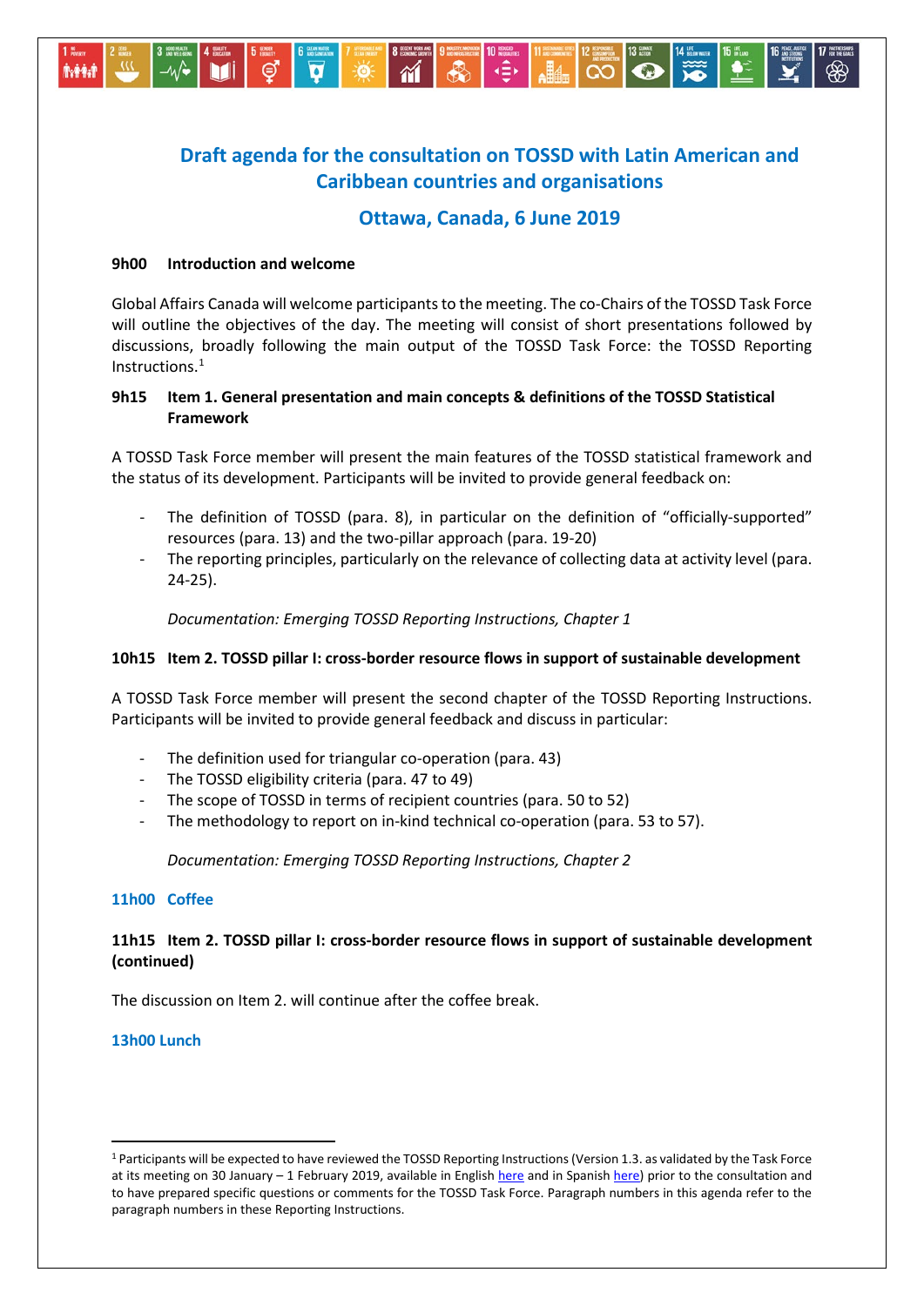# Draft agenda for the consultation on TOSSD with Latin American and Caribbean countries and organisations

## Ottawa, Canada, 6 June 2019

**9h00 Introduction and welcome**

Global Affairs Canada will welcome participants to the meeting. The co-Chairs of the TOSSD Task Force will outline the objectives of the day. The meeting will consist of short presentations followed by discussions, broadly following the main output of the TOSSD Task Force: the TOSSD Reporting Instructions.[1]

**9h15 Item 1. General presentation and main concepts & definitions of the TOSSD Statistical Framework**

A TOSSD Task Force member will present the main features of the TOSSD statistical framework and the status of its development. Participants will be invited to provide general feedback on:

- The definition of TOSSD (para. 8), in particular on the definition of "officially-supported" resources (para. 13) and the two-pillar approach (para. 19-20)
- The reporting principles, particularly on the relevance of collecting data at activity level (para. 24-25).

*Documentation: Emerging TOSSD Reporting Instructions, Chapter 1*

**10h15 Item 2. TOSSD pillar I: cross-border resource flows in support of sustainable development**

A TOSSD Task Force member will present the second chapter of the TOSSD Reporting Instructions. Participants will be invited to provide general feedback and discuss in particular:

- The definition used for triangular co-operation (para. 43)
- The TOSSD eligibility criteria (para. 47 to 49)
- The scope of TOSSD in terms of recipient countries (para. 50 to 52)
- The methodology to report on in-kind technical co-operation (para. 53 to 57).

*Documentation: Emerging TOSSD Reporting Instructions, Chapter 2*

**11h00 Coffee**

**11h15 Item 2. TOSSD pillar I: cross-border resource flows in support of sustainable development (continued)**

The discussion on Item 2. will continue after the coffee break.

**13h00 Lunch**

[1] Participants will be expected to have reviewed the TOSSD Reporting Instructions (Version 1.3. as validated by the Task Force at its meeting on 30 January – 1 February 2019, available in English here and in Spanish here) prior to the consultation and to have prepared specific questions or comments for the TOSSD Task Force. Paragraph numbers in this agenda refer to the paragraph numbers in these Reporting Instructions.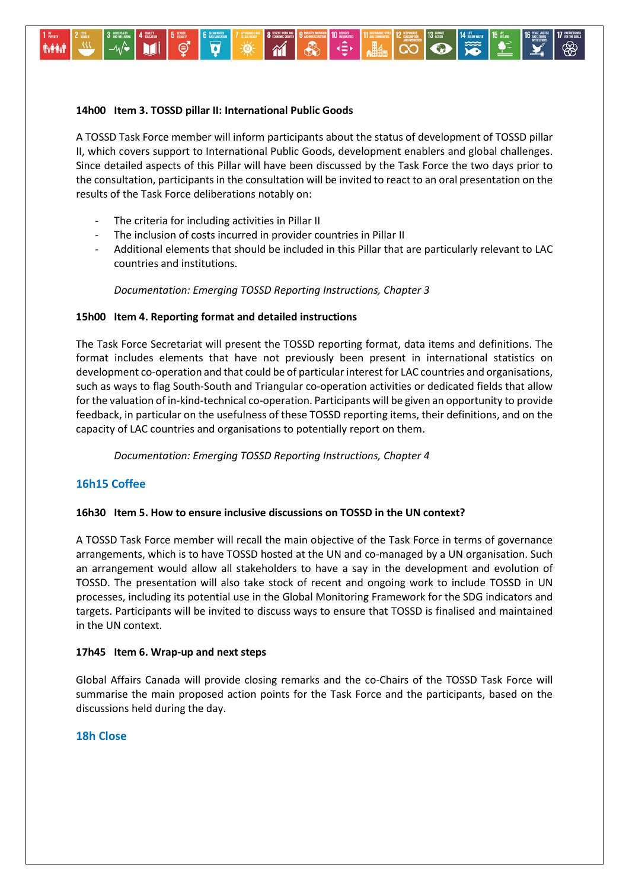**14h00 Item 3. TOSSD pillar II: International Public Goods**

A TOSSD Task Force member will inform participants about the status of development of TOSSD pillar II, which covers support to International Public Goods, development enablers and global challenges. Since detailed aspects of this Pillar will have been discussed by the Task Force the two days prior to the consultation, participants in the consultation will be invited to react to an oral presentation on the results of the Task Force deliberations notably on:

- The criteria for including activities in Pillar II
- The inclusion of costs incurred in provider countries in Pillar II
- Additional elements that should be included in this Pillar that are particularly relevant to LAC countries and institutions.

*Documentation: Emerging TOSSD Reporting Instructions, Chapter 3*

**15h00 Item 4. Reporting format and detailed instructions**

The Task Force Secretariat will present the TOSSD reporting format, data items and definitions. The format includes elements that have not previously been present in international statistics on development co-operation and that could be of particular interest for LAC countries and organisations, such as ways to flag South-South and Triangular co-operation activities or dedicated fields that allow for the valuation of in-kind-technical co-operation. Participants will be given an opportunity to provide feedback, in particular on the usefulness of these TOSSD reporting items, their definitions, and on the capacity of LAC countries and organisations to potentially report on them.

*Documentation: Emerging TOSSD Reporting Instructions, Chapter 4*

**16h15 Coffee**

**16h30 Item 5. How to ensure inclusive discussions on TOSSD in the UN context?**

A TOSSD Task Force member will recall the main objective of the Task Force in terms of governance arrangements, which is to have TOSSD hosted at the UN and co-managed by a UN organisation. Such an arrangement would allow all stakeholders to have a say in the development and evolution of TOSSD. The presentation will also take stock of recent and ongoing work to include TOSSD in UN processes, including its potential use in the Global Monitoring Framework for the SDG indicators and targets. Participants will be invited to discuss ways to ensure that TOSSD is finalised and maintained in the UN context.

**17h45 Item 6. Wrap-up and next steps**

Global Affairs Canada will provide closing remarks and the co-Chairs of the TOSSD Task Force will summarise the main proposed action points for the Task Force and the participants, based on the discussions held during the day.

**18h Close**